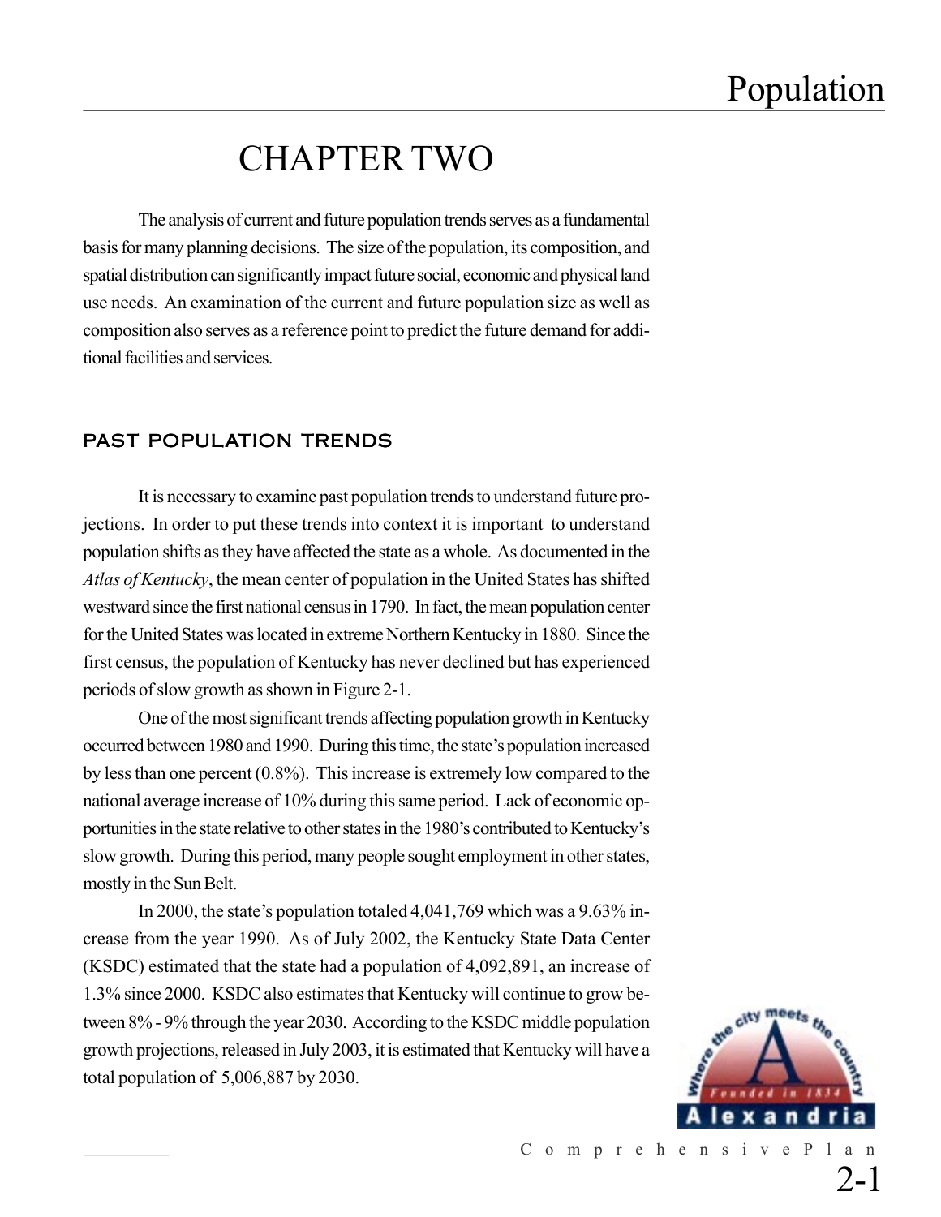# CHAPTER TWO

The analysis of current and future population trends serves as a fundamental basis for many planning decisions. The size of the population, its composition, and spatial distribution can significantly impact future social, economic and physical land use needs. An examination of the current and future population size as well as composition also serves as a reference point to predict the future demand for additional facilities and services.

## PAST POPULATION TRENDS

It is necessary to examine past population trends to understand future projections. In order to put these trends into context it is important to understand population shifts as they have affected the state as a whole. As documented in the *Atlas of Kentucky*, the mean center of population in the United States has shifted westward since the first national census in 1790. In fact, the mean population center for the United States was located in extreme Northern Kentucky in 1880. Since the first census, the population of Kentucky has never declined but has experienced periods of slow growth as shown in Figure 2-1.

One of the most significant trends affecting population growth in Kentucky occurred between 1980 and 1990. During this time, the state's population increased by less than one percent (0.8%). This increase is extremely low compared to the national average increase of 10% during this same period. Lack of economic opportunities in the state relative to other states in the 1980's contributed to Kentucky's slow growth. During this period, many people sought employment in other states, mostly in the Sun Belt.

In 2000, the state's population totaled 4,041,769 which was a 9.63% increase from the year 1990. As of July 2002, the Kentucky State Data Center (KSDC) estimated that the state had a population of 4,092,891, an increase of 1.3% since 2000. KSDC also estimates that Kentucky will continue to grow between 8% - 9% through the year 2030. According to the KSDC middle population growth projections, released in July 2003, it is estimated that Kentucky will have a total population of 5,006,887 by 2030.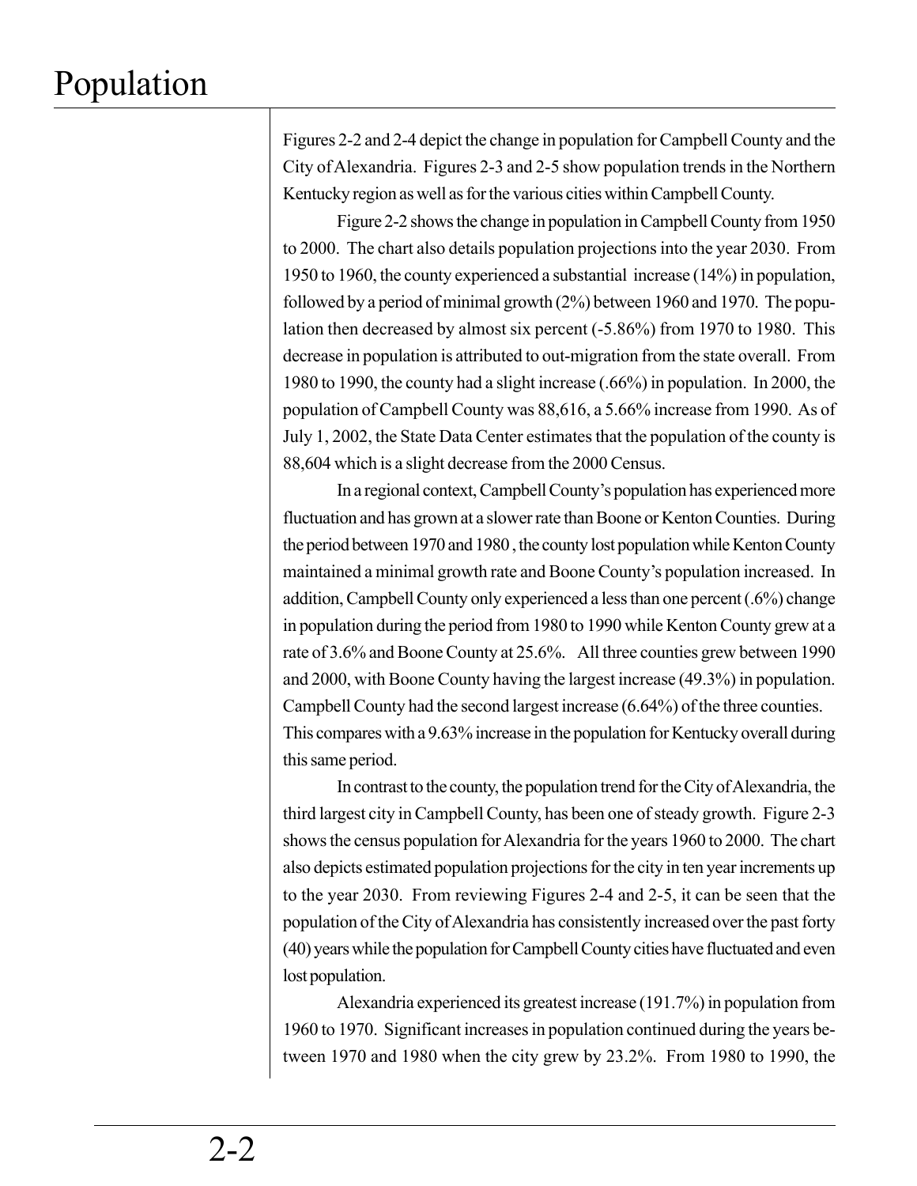# Population

Figures 2-2 and 2-4 depict the change in population for Campbell County and the City of Alexandria. Figures 2-3 and 2-5 show population trends in the Northern Kentucky region as well as for the various cities within Campbell County.

Figure 2-2 shows the change in population in Campbell County from 1950 to 2000. The chart also details population projections into the year 2030. From 1950 to 1960, the county experienced a substantial increase (14%) in population, followed by a period of minimal growth (2%) between 1960 and 1970. The population then decreased by almost six percent (-5.86%) from 1970 to 1980. This decrease in population is attributed to out-migration from the state overall. From 1980 to 1990, the county had a slight increase (.66%) in population. In 2000, the population of Campbell County was 88,616, a 5.66% increase from 1990. As of July 1, 2002, the State Data Center estimates that the population of the county is 88,604 which is a slight decrease from the 2000 Census.

In a regional context, Campbell County's population has experienced more fluctuation and has grown at a slower rate than Boone or Kenton Counties. During the period between 1970 and 1980 , the county lost population while Kenton County maintained a minimal growth rate and Boone County's population increased. In addition, Campbell County only experienced a less than one percent (.6%) change in population during the period from 1980 to 1990 while Kenton County grew at a rate of 3.6% and Boone County at 25.6%. All three counties grew between 1990 and 2000, with Boone County having the largest increase (49.3%) in population. Campbell County had the second largest increase (6.64%) of the three counties. This compares with a 9.63% increase in the population for Kentucky overall during this same period.

In contrast to the county, the population trend for the City of Alexandria, the third largest city in Campbell County, has been one of steady growth. Figure 2-3 shows the census population for Alexandria for the years 1960 to 2000. The chart also depicts estimated population projections for the city in ten year increments up to the year 2030. From reviewing Figures 2-4 and 2-5, it can be seen that the population of the City of Alexandria has consistently increased over the past forty (40) years while the population for Campbell County cities have fluctuated and even lost population.

Alexandria experienced its greatest increase (191.7%) in population from 1960 to 1970. Significant increases in population continued during the years between 1970 and 1980 when the city grew by 23.2%. From 1980 to 1990, the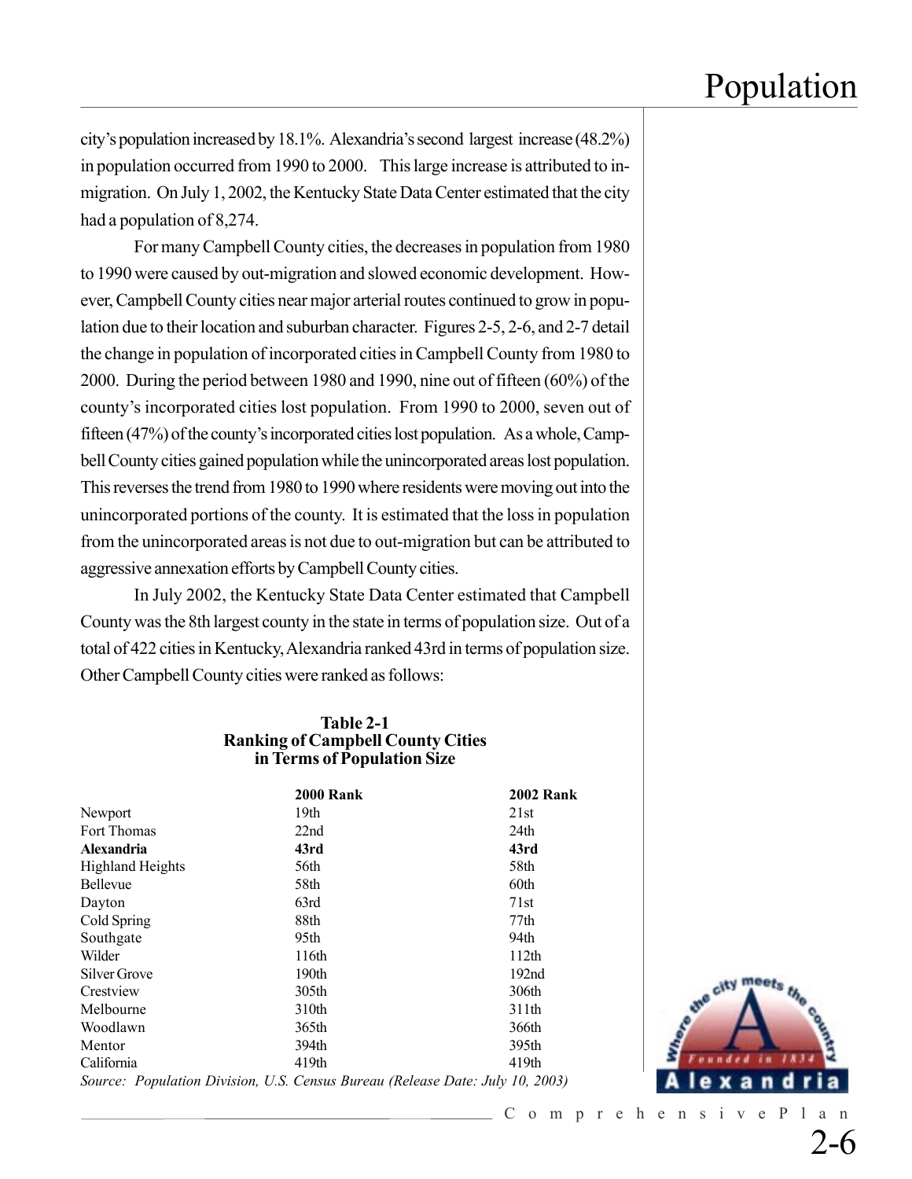city's population increased by 18.1%. Alexandria's second largest increase (48.2%) in population occurred from 1990 to 2000. This large increase is attributed to in-migration. On July 1, 2002, the Kentucky State Data Center estimated that the city had a population of 8,274.

For many Campbell County cities, the decreases in population from 1980 to 1990 were caused by out-migration and slowed economic development. However, Campbell County cities near major arterial routes continued to grow in population due to their location and suburban character. Figures 2-5, 2-6, and 2-7 detail the change in population of incorporated cities in Campbell County from 1980 to 2000. During the period between 1980 and 1990, nine out of fifteen (60%) of the county's incorporated cities lost population. From 1990 to 2000, seven out of fifteen (47%) of the county's incorporated cities lost population. As a whole, Campbell County cities gained population while the unincorporated areas lost population. This reverses the trend from 1980 to 1990 where residents were moving out into the unincorporated portions of the county. It is estimated that the loss in population from the unincorporated areas is not due to out-migration but can be attributed to aggressive annexation efforts by Campbell County cities.

In July 2002, the Kentucky State Data Center estimated that Campbell County was the 8th largest county in the state in terms of population size. Out of a total of 422 cities in Kentucky, Alexandria ranked 43rd in terms of population size. Other Campbell County cities were ranked as follows:

**Table 2-1**
**Ranking of Campbell County Cities in Terms of Population Size**

| | 2000 Rank | 2002 Rank |
|---|---|---|
| Newport | 19th | 21st |
| Fort Thomas | 22nd | 24th |
| **Alexandria** | **43rd** | **43rd** |
| Highland Heights | 56th | 58th |
| Bellevue | 58th | 60th |
| Dayton | 63rd | 71st |
| Cold Spring | 88th | 77th |
| Southgate | 95th | 94th |
| Wilder | 116th | 112th |
| Silver Grove | 190th | 192nd |
| Crestview | 305th | 306th |
| Melbourne | 310th | 311th |
| Woodlawn | 365th | 366th |
| Mentor | 394th | 395th |
| California | 419th | 419th |

*Source: Population Division, U.S. Census Bureau (Release Date: July 10, 2003)*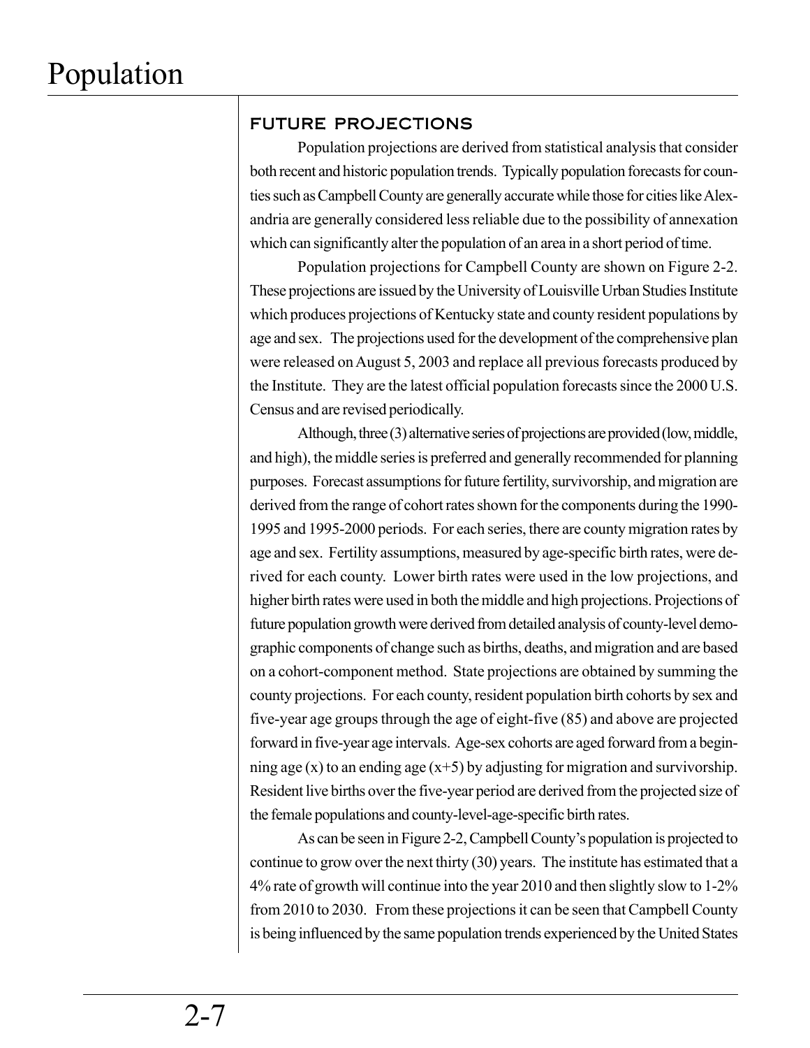## FUTURE PROJECTIONS

Population projections are derived from statistical analysis that consider both recent and historic population trends. Typically population forecasts for counties such as Campbell County are generally accurate while those for cities like Alexandria are generally considered less reliable due to the possibility of annexation which can significantly alter the population of an area in a short period of time.

Population projections for Campbell County are shown on Figure 2-2. These projections are issued by the University of Louisville Urban Studies Institute which produces projections of Kentucky state and county resident populations by age and sex. The projections used for the development of the comprehensive plan were released on August 5, 2003 and replace all previous forecasts produced by the Institute. They are the latest official population forecasts since the 2000 U.S. Census and are revised periodically.

Although, three (3) alternative series of projections are provided (low, middle, and high), the middle series is preferred and generally recommended for planning purposes. Forecast assumptions for future fertility, survivorship, and migration are derived from the range of cohort rates shown for the components during the 1990-1995 and 1995-2000 periods. For each series, there are county migration rates by age and sex. Fertility assumptions, measured by age-specific birth rates, were derived for each county. Lower birth rates were used in the low projections, and higher birth rates were used in both the middle and high projections. Projections of future population growth were derived from detailed analysis of county-level demographic components of change such as births, deaths, and migration and are based on a cohort-component method. State projections are obtained by summing the county projections. For each county, resident population birth cohorts by sex and five-year age groups through the age of eight-five (85) and above are projected forward in five-year age intervals. Age-sex cohorts are aged forward from a beginning age (x) to an ending age (x+5) by adjusting for migration and survivorship. Resident live births over the five-year period are derived from the projected size of the female populations and county-level-age-specific birth rates.

As can be seen in Figure 2-2, Campbell County's population is projected to continue to grow over the next thirty (30) years. The institute has estimated that a 4% rate of growth will continue into the year 2010 and then slightly slow to 1-2% from 2010 to 2030. From these projections it can be seen that Campbell County is being influenced by the same population trends experienced by the United States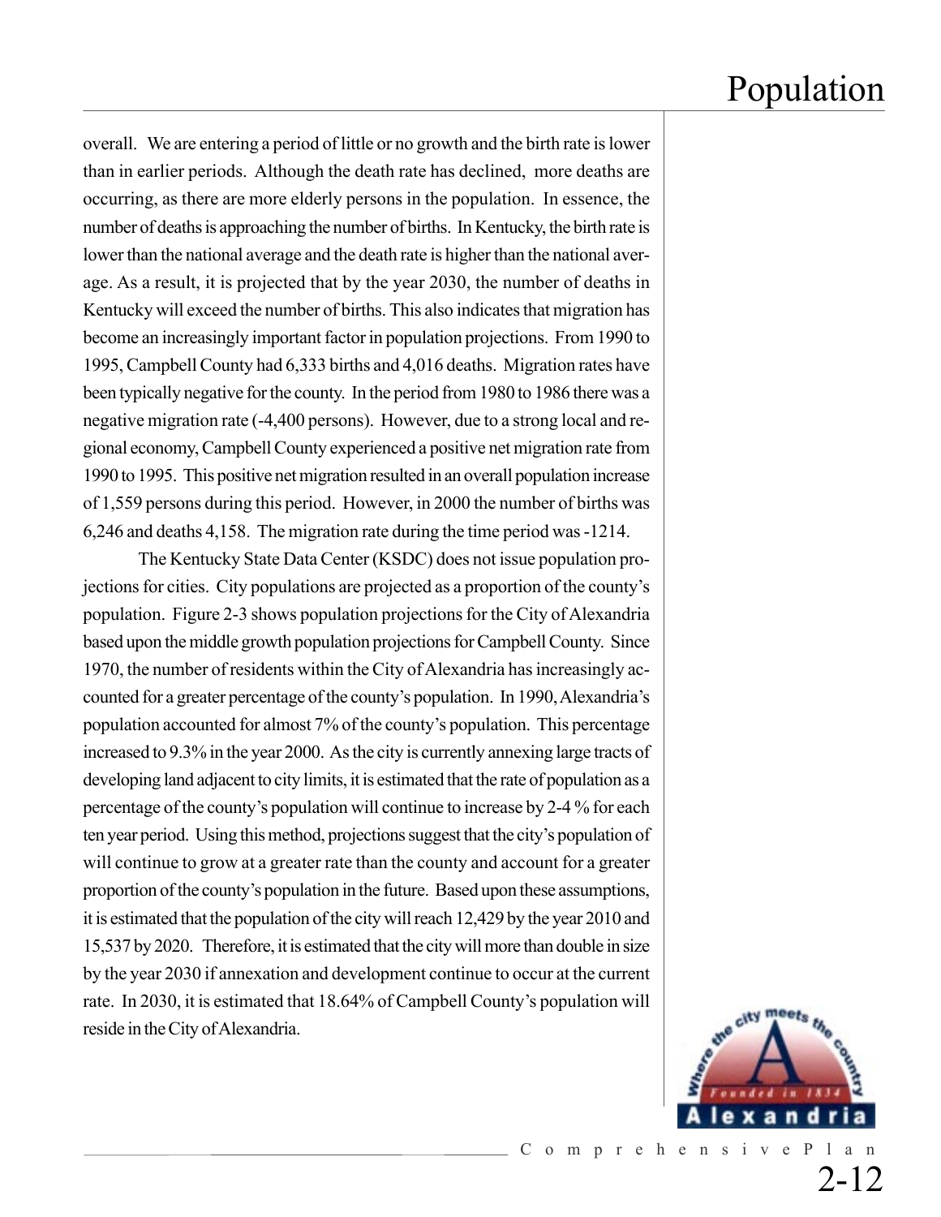overall. We are entering a period of little or no growth and the birth rate is lower than in earlier periods. Although the death rate has declined, more deaths are occurring, as there are more elderly persons in the population. In essence, the number of deaths is approaching the number of births. In Kentucky, the birth rate is lower than the national average and the death rate is higher than the national average. As a result, it is projected that by the year 2030, the number of deaths in Kentucky will exceed the number of births. This also indicates that migration has become an increasingly important factor in population projections. From 1990 to 1995, Campbell County had 6,333 births and 4,016 deaths. Migration rates have been typically negative for the county. In the period from 1980 to 1986 there was a negative migration rate (-4,400 persons). However, due to a strong local and regional economy, Campbell County experienced a positive net migration rate from 1990 to 1995. This positive net migration resulted in an overall population increase of 1,559 persons during this period. However, in 2000 the number of births was 6,246 and deaths 4,158. The migration rate during the time period was -1214.

The Kentucky State Data Center (KSDC) does not issue population projections for cities. City populations are projected as a proportion of the county's population. Figure 2-3 shows population projections for the City of Alexandria based upon the middle growth population projections for Campbell County. Since 1970, the number of residents within the City of Alexandria has increasingly accounted for a greater percentage of the county's population. In 1990, Alexandria's population accounted for almost 7% of the county's population. This percentage increased to 9.3% in the year 2000. As the city is currently annexing large tracts of developing land adjacent to city limits, it is estimated that the rate of population as a percentage of the county's population will continue to increase by 2-4 % for each ten year period. Using this method, projections suggest that the city's population of will continue to grow at a greater rate than the county and account for a greater proportion of the county's population in the future. Based upon these assumptions, it is estimated that the population of the city will reach 12,429 by the year 2010 and 15,537 by 2020. Therefore, it is estimated that the city will more than double in size by the year 2030 if annexation and development continue to occur at the current rate. In 2030, it is estimated that 18.64% of Campbell County's population will reside in the City of Alexandria.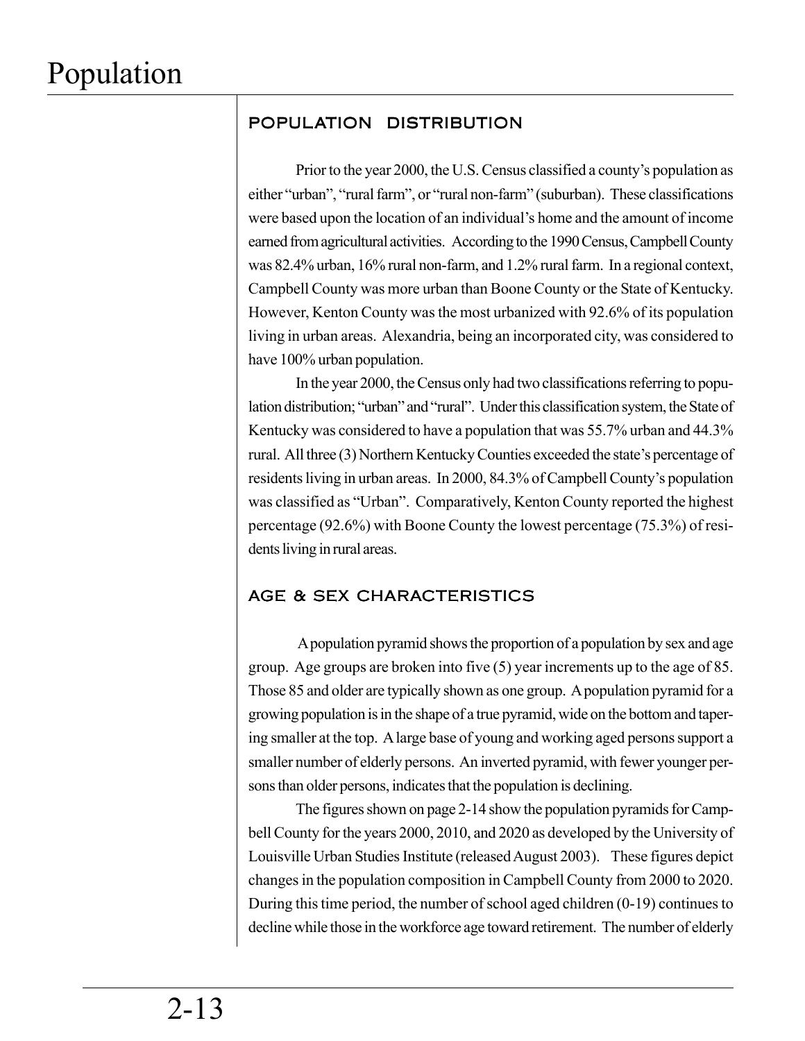## POPULATION DISTRIBUTION

Prior to the year 2000, the U.S. Census classified a county's population as either "urban", "rural farm", or "rural non-farm" (suburban). These classifications were based upon the location of an individual's home and the amount of income earned from agricultural activities. According to the 1990 Census, Campbell County was 82.4% urban, 16% rural non-farm, and 1.2% rural farm. In a regional context, Campbell County was more urban than Boone County or the State of Kentucky. However, Kenton County was the most urbanized with 92.6% of its population living in urban areas. Alexandria, being an incorporated city, was considered to have 100% urban population.

In the year 2000, the Census only had two classifications referring to population distribution; "urban" and "rural". Under this classification system, the State of Kentucky was considered to have a population that was 55.7% urban and 44.3% rural. All three (3) Northern Kentucky Counties exceeded the state's percentage of residents living in urban areas. In 2000, 84.3% of Campbell County's population was classified as "Urban". Comparatively, Kenton County reported the highest percentage (92.6%) with Boone County the lowest percentage (75.3%) of residents living in rural areas.

## AGE & SEX CHARACTERISTICS

A population pyramid shows the proportion of a population by sex and age group. Age groups are broken into five (5) year increments up to the age of 85. Those 85 and older are typically shown as one group. A population pyramid for a growing population is in the shape of a true pyramid, wide on the bottom and tapering smaller at the top. A large base of young and working aged persons support a smaller number of elderly persons. An inverted pyramid, with fewer younger persons than older persons, indicates that the population is declining.

The figures shown on page 2-14 show the population pyramids for Campbell County for the years 2000, 2010, and 2020 as developed by the University of Louisville Urban Studies Institute (released August 2003). These figures depict changes in the population composition in Campbell County from 2000 to 2020. During this time period, the number of school aged children (0-19) continues to decline while those in the workforce age toward retirement. The number of elderly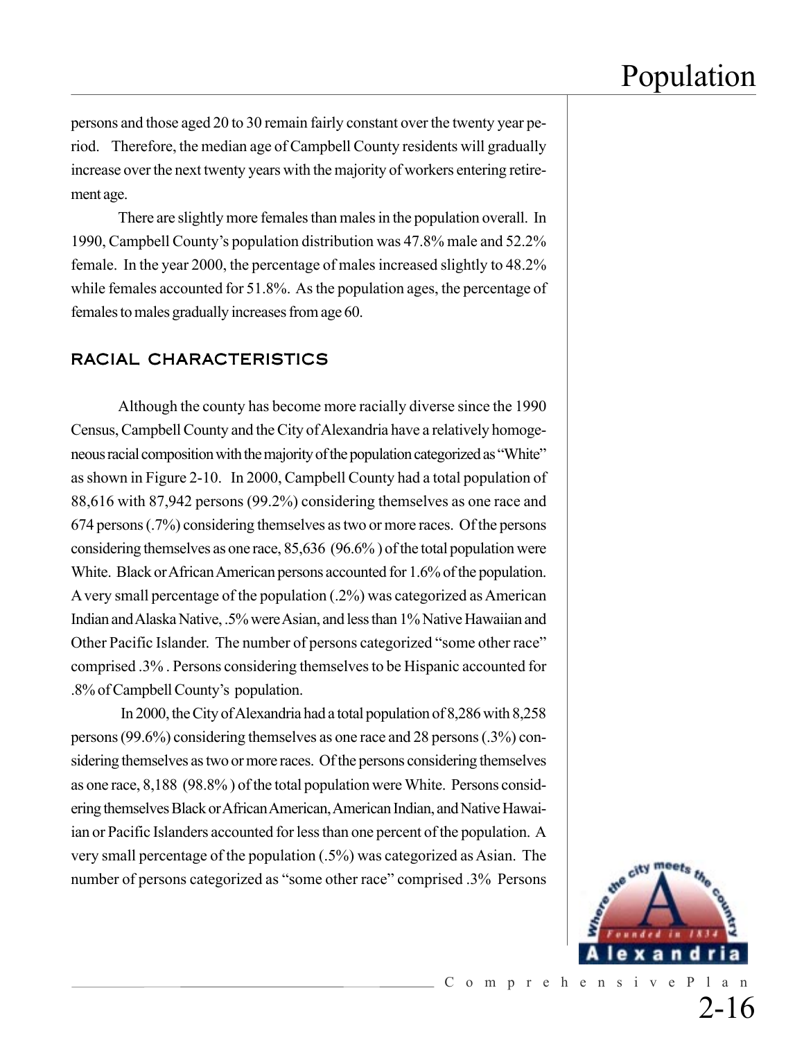persons and those aged 20 to 30 remain fairly constant over the twenty year period. Therefore, the median age of Campbell County residents will gradually increase over the next twenty years with the majority of workers entering retirement age.

There are slightly more females than males in the population overall. In 1990, Campbell County's population distribution was 47.8% male and 52.2% female. In the year 2000, the percentage of males increased slightly to 48.2% while females accounted for 51.8%. As the population ages, the percentage of females to males gradually increases from age 60.

## RACIAL CHARACTERISTICS

Although the county has become more racially diverse since the 1990 Census, Campbell County and the City of Alexandria have a relatively homogeneous racial composition with the majority of the population categorized as "White" as shown in Figure 2-10. In 2000, Campbell County had a total population of 88,616 with 87,942 persons (99.2%) considering themselves as one race and 674 persons (.7%) considering themselves as two or more races. Of the persons considering themselves as one race, 85,636 (96.6%) of the total population were White. Black or African American persons accounted for 1.6% of the population. A very small percentage of the population (.2%) was categorized as American Indian and Alaska Native, .5% were Asian, and less than 1% Native Hawaiian and Other Pacific Islander. The number of persons categorized "some other race" comprised .3%. Persons considering themselves to be Hispanic accounted for .8% of Campbell County's population.

In 2000, the City of Alexandria had a total population of 8,286 with 8,258 persons (99.6%) considering themselves as one race and 28 persons (.3%) considering themselves as two or more races. Of the persons considering themselves as one race, 8,188 (98.8%) of the total population were White. Persons considering themselves Black or African American, American Indian, and Native Hawaiian or Pacific Islanders accounted for less than one percent of the population. A very small percentage of the population (.5%) was categorized as Asian. The number of persons categorized as "some other race" comprised .3% Persons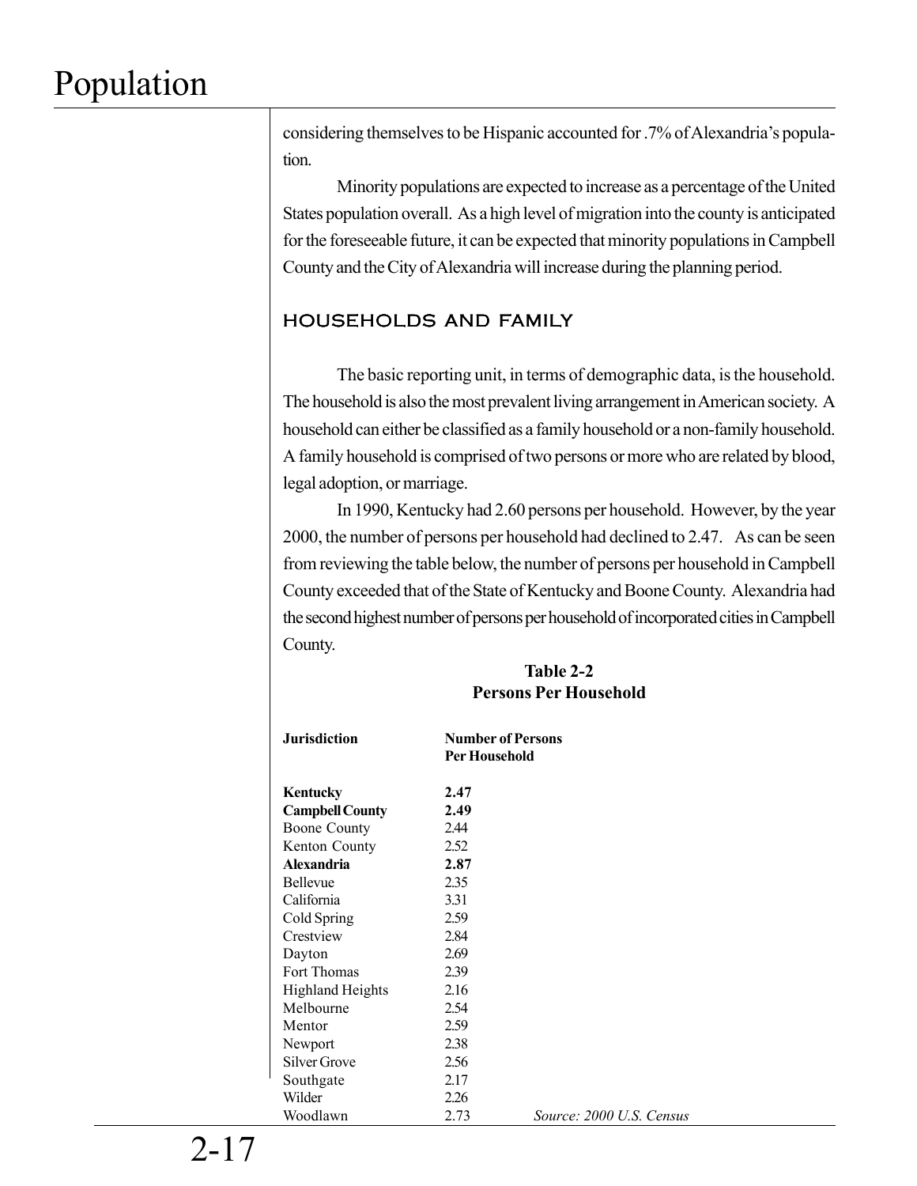considering themselves to be Hispanic accounted for .7% of Alexandria's population.

Minority populations are expected to increase as a percentage of the United States population overall. As a high level of migration into the county is anticipated for the foreseeable future, it can be expected that minority populations in Campbell County and the City of Alexandria will increase during the planning period.

## HOUSEHOLDS AND FAMILY

The basic reporting unit, in terms of demographic data, is the household. The household is also the most prevalent living arrangement in American society. A household can either be classified as a family household or a non-family household. A family household is comprised of two persons or more who are related by blood, legal adoption, or marriage.

In 1990, Kentucky had 2.60 persons per household. However, by the year 2000, the number of persons per household had declined to 2.47. As can be seen from reviewing the table below, the number of persons per household in Campbell County exceeded that of the State of Kentucky and Boone County. Alexandria had the second highest number of persons per household of incorporated cities in Campbell County.

**Table 2-2**
**Persons Per Household**

| Jurisdiction | Number of Persons Per Household |
|---|---|
| **Kentucky** | **2.47** |
| **Campbell County** | **2.49** |
| Boone County | 2.44 |
| Kenton County | 2.52 |
| **Alexandria** | **2.87** |
| Bellevue | 2.35 |
| California | 3.31 |
| Cold Spring | 2.59 |
| Crestview | 2.84 |
| Dayton | 2.69 |
| Fort Thomas | 2.39 |
| Highland Heights | 2.16 |
| Melbourne | 2.54 |
| Mentor | 2.59 |
| Newport | 2.38 |
| Silver Grove | 2.56 |
| Southgate | 2.17 |
| Wilder | 2.26 |
| Woodlawn | 2.73 |

*Source: 2000 U.S. Census*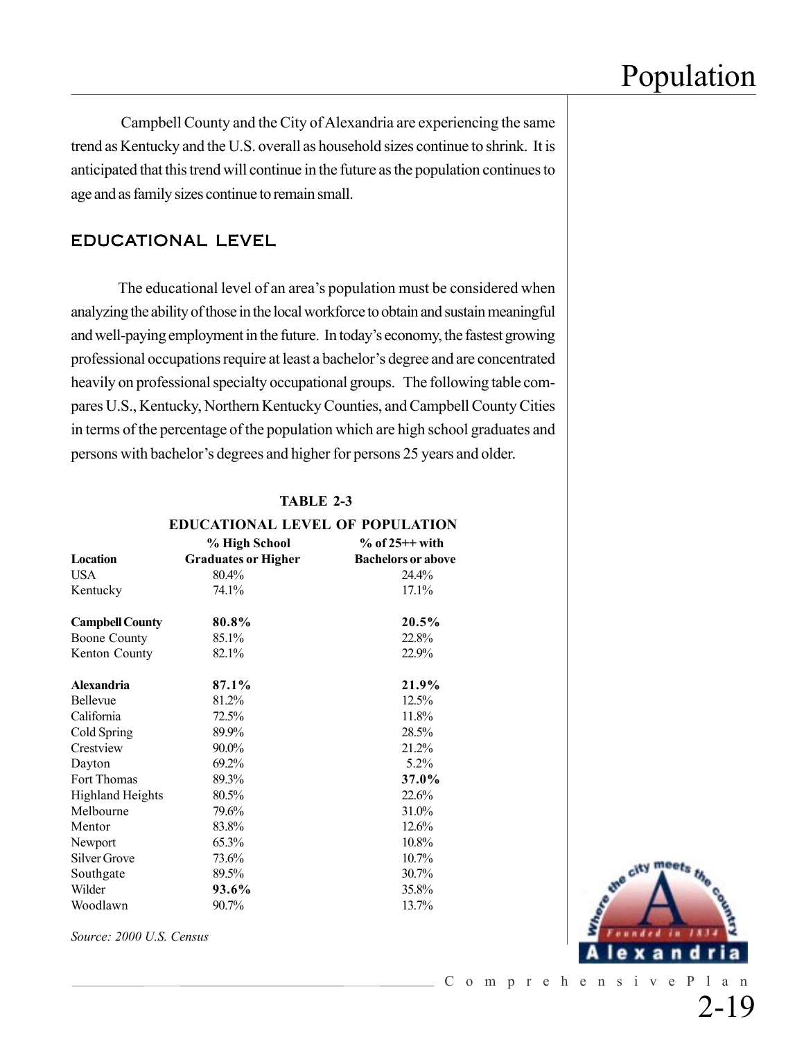Campbell County and the City of Alexandria are experiencing the same trend as Kentucky and the U.S. overall as household sizes continue to shrink. It is anticipated that this trend will continue in the future as the population continues to age and as family sizes continue to remain small.

## EDUCATIONAL LEVEL

The educational level of an area's population must be considered when analyzing the ability of those in the local workforce to obtain and sustain meaningful and well-paying employment in the future. In today's economy, the fastest growing professional occupations require at least a bachelor's degree and are concentrated heavily on professional specialty occupational groups. The following table compares U.S., Kentucky, Northern Kentucky Counties, and Campbell County Cities in terms of the percentage of the population which are high school graduates and persons with bachelor's degrees and higher for persons 25 years and older.

**TABLE 2-3**

**EDUCATIONAL LEVEL OF POPULATION**

| Location | % High School Graduates or Higher | % of 25++ with Bachelors or above |
|---|---|---|
| USA | 80.4% | 24.4% |
| Kentucky | 74.1% | 17.1% |
| **Campbell County** | **80.8%** | **20.5%** |
| Boone County | 85.1% | 22.8% |
| Kenton County | 82.1% | 22.9% |
| **Alexandria** | **87.1%** | **21.9%** |
| Bellevue | 81.2% | 12.5% |
| California | 72.5% | 11.8% |
| Cold Spring | 89.9% | 28.5% |
| Crestview | 90.0% | 21.2% |
| Dayton | 69.2% | 5.2% |
| Fort Thomas | 89.3% | **37.0%** |
| Highland Heights | 80.5% | 22.6% |
| Melbourne | 79.6% | 31.0% |
| Mentor | 83.8% | 12.6% |
| Newport | 65.3% | 10.8% |
| Silver Grove | 73.6% | 10.7% |
| Southgate | 89.5% | 30.7% |
| Wilder | **93.6%** | 35.8% |
| Woodlawn | 90.7% | 13.7% |

*Source: 2000 U.S. Census*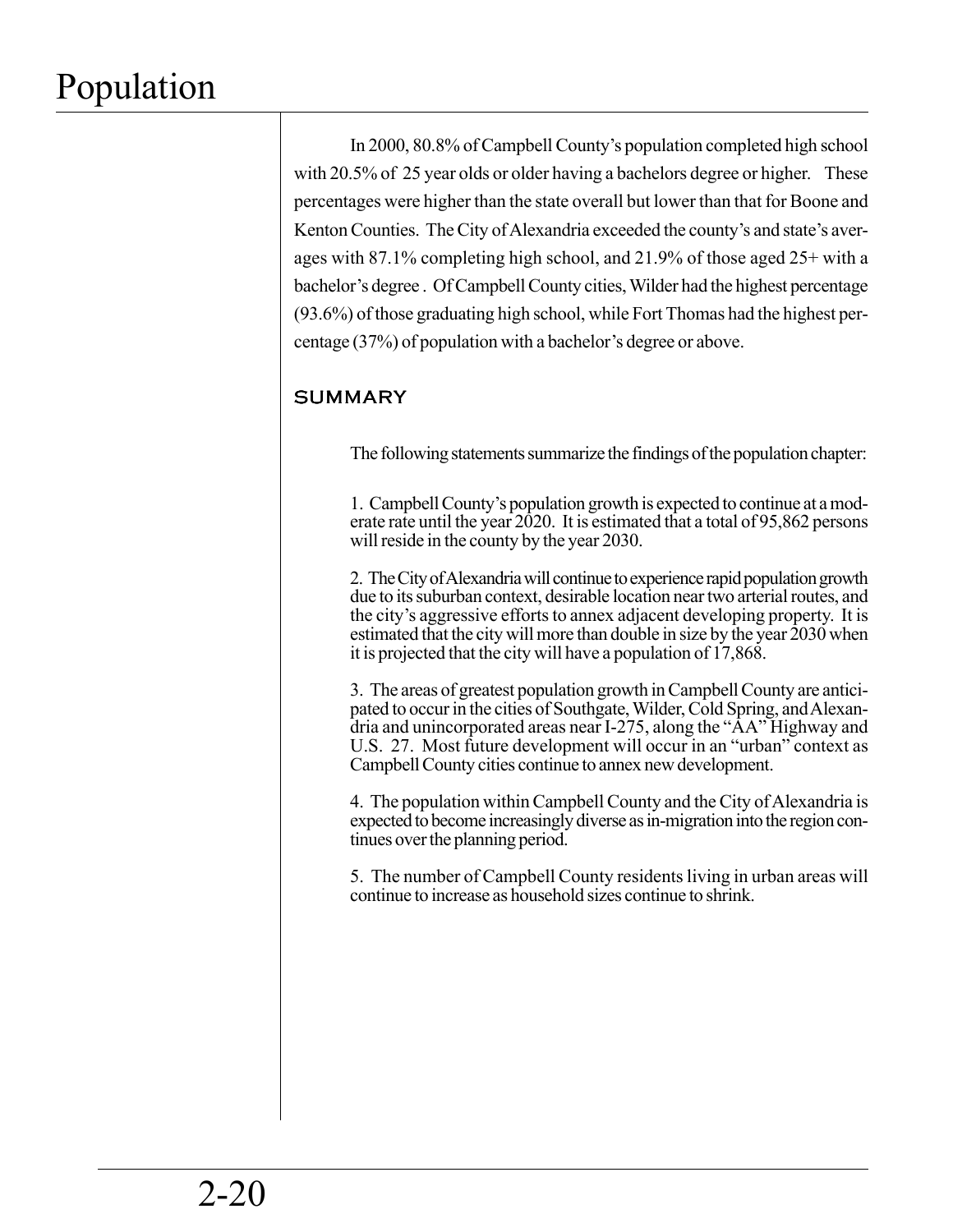In 2000, 80.8% of Campbell County's population completed high school with 20.5% of 25 year olds or older having a bachelors degree or higher. These percentages were higher than the state overall but lower than that for Boone and Kenton Counties. The City of Alexandria exceeded the county's and state's averages with 87.1% completing high school, and 21.9% of those aged 25+ with a bachelor's degree . Of Campbell County cities, Wilder had the highest percentage (93.6%) of those graduating high school, while Fort Thomas had the highest percentage (37%) of population with a bachelor's degree or above.

## SUMMARY

The following statements summarize the findings of the population chapter:

1. Campbell County's population growth is expected to continue at a moderate rate until the year 2020. It is estimated that a total of 95,862 persons will reside in the county by the year 2030.

2. The City of Alexandria will continue to experience rapid population growth due to its suburban context, desirable location near two arterial routes, and the city's aggressive efforts to annex adjacent developing property. It is estimated that the city will more than double in size by the year 2030 when it is projected that the city will have a population of 17,868.

3. The areas of greatest population growth in Campbell County are anticipated to occur in the cities of Southgate, Wilder, Cold Spring, and Alexandria and unincorporated areas near I-275, along the "AA" Highway and U.S. 27. Most future development will occur in an "urban" context as Campbell County cities continue to annex new development.

4. The population within Campbell County and the City of Alexandria is expected to become increasingly diverse as in-migration into the region continues over the planning period.

5. The number of Campbell County residents living in urban areas will continue to increase as household sizes continue to shrink.